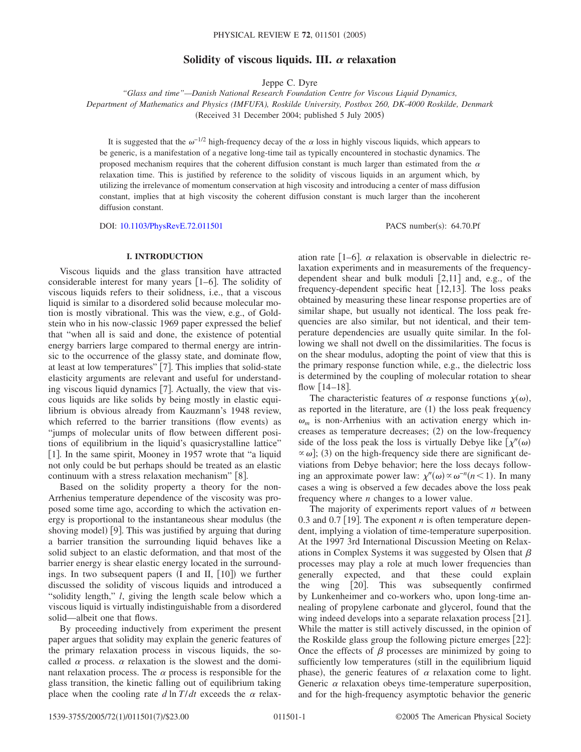# Solidity of viscous liquids. III. $\alpha$ relaxation

Jeppe C. Dyre

*"Glass and time"—Danish National Research Foundation Centre for Viscous Liquid Dynamics, Department of Mathematics and Physics (IMFUFA), Roskilde University, Postbox 260, DK-4000 Roskilde, Denmark*

(Received 31 December 2004; published 5 July 2005)

It is suggested that the $\omega^{-1/2}$ high-frequency decay of the $\alpha$ loss in highly viscous liquids, which appears to be generic, is a manifestation of a negative long-time tail as typically encountered in stochastic dynamics. The proposed mechanism requires that the coherent diffusion constant is much larger than estimated from the $\alpha$ relaxation time. This is justified by reference to the solidity of viscous liquids in an argument which, by utilizing the irrelevance of momentum conservation at high viscosity and introducing a center of mass diffusion constant, implies that at high viscosity the coherent diffusion constant is much larger than the incoherent diffusion constant.

DOI: 10.1103/PhysRevE.72.011501 PACS number(s): 64.70.Pf

## I. INTRODUCTION

Viscous liquids and the glass transition have attracted considerable interest for many years [1–6]. The solidity of viscous liquids refers to their solidness, i.e., that a viscous liquid is similar to a disordered solid because molecular motion is mostly vibrational. This was the view, e.g., of Goldstein who in his now-classic 1969 paper expressed the belief that "when all is said and done, the existence of potential energy barriers large compared to thermal energy are intrinsic to the occurrence of the glassy state, and dominate flow, at least at low temperatures" [7]. This implies that solid-state elasticity arguments are relevant and useful for understanding viscous liquid dynamics [7]. Actually, the view that viscous liquids are like solids by being mostly in elastic equilibrium is obvious already from Kauzmann's 1948 review, which referred to the barrier transitions (flow events) as "jumps of molecular units of flow between different positions of equilibrium in the liquid's quasicrystalline lattice" [1]. In the same spirit, Mooney in 1957 wrote that "a liquid not only could be but perhaps should be treated as an elastic continuum with a stress relaxation mechanism" [8].

Based on the solidity property a theory for the non-Arrhenius temperature dependence of the viscosity was proposed some time ago, according to which the activation energy is proportional to the instantaneous shear modulus (the shoving model) [9]. This was justified by arguing that during a barrier transition the surrounding liquid behaves like a solid subject to an elastic deformation, and that most of the barrier energy is shear elastic energy located in the surroundings. In two subsequent papers (I and II, [10]) we further discussed the solidity of viscous liquids and introduced a "solidity length," $l$, giving the length scale below which a viscous liquid is virtually indistinguishable from a disordered solid—albeit one that flows.

By proceeding inductively from experiment the present paper argues that solidity may explain the generic features of the primary relaxation process in viscous liquids, the so-called $\alpha$ process. $\alpha$ relaxation is the slowest and the dominant relaxation process. The $\alpha$ process is responsible for the glass transition, the kinetic falling out of equilibrium taking place when the cooling rate $d\ln T/dt$ exceeds the $\alpha$ relaxation rate [1–6]. $\alpha$ relaxation is observable in dielectric relaxation experiments and in measurements of the frequency-dependent shear and bulk moduli [2,11] and, e.g., of the frequency-dependent specific heat [12,13]. The loss peaks obtained by measuring these linear response properties are of similar shape, but usually not identical. The loss peak frequencies are also similar, but not identical, and their temperature dependencies are usually quite similar. In the following we shall not dwell on the dissimilarities. The focus is on the shear modulus, adopting the point of view that this is the primary response function while, e.g., the dielectric loss is determined by the coupling of molecular rotation to shear flow [14–18].

The characteristic features of $\alpha$ response functions $\chi(\omega)$, as reported in the literature, are (1) the loss peak frequency $\omega_m$ is non-Arrhenius with an activation energy which increases as temperature decreases; (2) on the low-frequency side of the loss peak the loss is virtually Debye like [$\chi''(\omega) \propto \omega$]; (3) on the high-frequency side there are significant deviations from Debye behavior; here the loss decays following an approximate power law: $\chi''(\omega) \propto \omega^{-n} (n<1)$. In many cases a wing is observed a few decades above the loss peak frequency where $n$ changes to a lower value.

The majority of experiments report values of $n$ between 0.3 and 0.7 [19]. The exponent $n$ is often temperature dependent, implying a violation of time-temperature superposition. At the 1997 3rd International Discussion Meeting on Relaxations in Complex Systems it was suggested by Olsen that $\beta$ processes may play a role at much lower frequencies than generally expected, and that these could explain the wing [20]. This was subsequently confirmed by Lunkenheimer and co-workers who, upon long-time annealing of propylene carbonate and glycerol, found that the wing indeed develops into a separate relaxation process [21]. While the matter is still actively discussed, in the opinion of the Roskilde glass group the following picture emerges [22]: Once the effects of $\beta$ processes are minimized by going to sufficiently low temperatures (still in the equilibrium liquid phase), the generic features of $\alpha$ relaxation come to light. Generic $\alpha$ relaxation obeys time-temperature superposition, and for the high-frequency asymptotic behavior the generic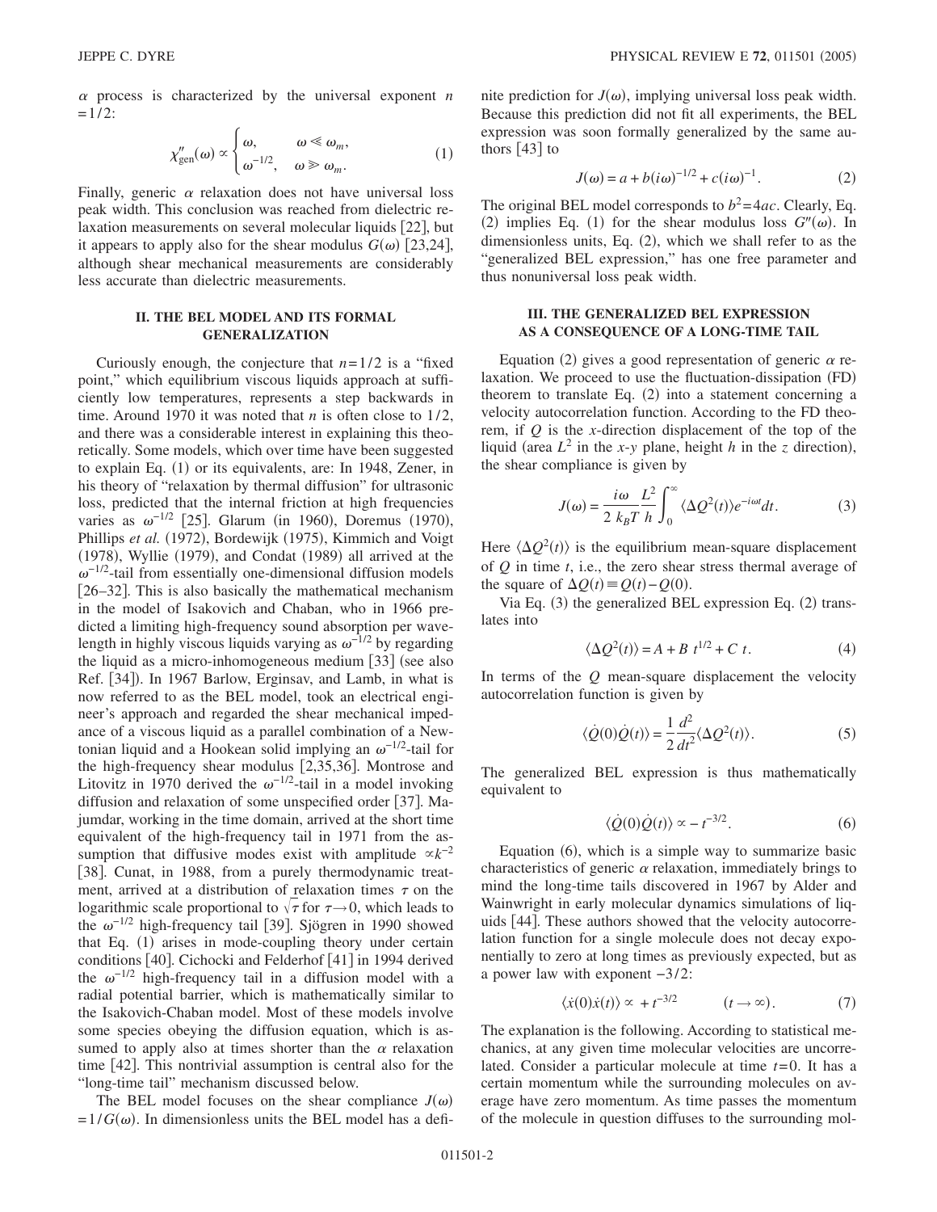$\alpha$ process is characterized by the universal exponent $n = 1/2$:

$$\chi''_{\text{gen}}(\omega) \propto \begin{cases} \omega, & \omega \ll \omega_m, \\ \omega^{-1/2}, & \omega \gg \omega_m. \end{cases} \quad (1)$$

Finally, generic $\alpha$ relaxation does not have universal loss peak width. This conclusion was reached from dielectric relaxation measurements on several molecular liquids [22], but it appears to apply also for the shear modulus $G(\omega)$ [23,24], although shear mechanical measurements are considerably less accurate than dielectric measurements.

## II. THE BEL MODEL AND ITS FORMAL GENERALIZATION

Curiously enough, the conjecture that $n=1/2$ is a "fixed point," which equilibrium viscous liquids approach at sufficiently low temperatures, represents a step backwards in time. Around 1970 it was noted that $n$ is often close to $1/2$, and there was a considerable interest in explaining this theoretically. Some models, which over time have been suggested to explain Eq. (1) or its equivalents, are: In 1948, Zener, in his theory of "relaxation by thermal diffusion" for ultrasonic loss, predicted that the internal friction at high frequencies varies as $\omega^{-1/2}$ [25]. Glarum (in 1960), Doremus (1970), Phillips *et al.* (1972), Bordewijk (1975), Kimmich and Voigt (1978), Wyllie (1979), and Condat (1989) all arrived at the $\omega^{-1/2}$-tail from essentially one-dimensional diffusion models [26–32]. This is also basically the mathematical mechanism in the model of Isakovich and Chaban, who in 1966 predicted a limiting high-frequency sound absorption per wavelength in highly viscous liquids varying as $\omega^{-1/2}$ by regarding the liquid as a micro-inhomogeneous medium [33] (see also Ref. [34]). In 1967 Barlow, Erginsav, and Lamb, in what is now referred to as the BEL model, took an electrical engineer's approach and regarded the shear mechanical impedance of a viscous liquid as a parallel combination of a Newtonian liquid and a Hookean solid implying an $\omega^{-1/2}$-tail for the high-frequency shear modulus [2,35,36]. Montrose and Litovitz in 1970 derived the $\omega^{-1/2}$-tail in a model invoking diffusion and relaxation of some unspecified order [37]. Majumdar, working in the time domain, arrived at the short time equivalent of the high-frequency tail in 1971 from the assumption that diffusive modes exist with amplitude $\propto k^{-2}$ [38]. Cunat, in 1988, from a purely thermodynamic treatment, arrived at a distribution of relaxation times $\tau$ on the logarithmic scale proportional to $\sqrt{\tau}$ for $\tau \to 0$, which leads to the $\omega^{-1/2}$ high-frequency tail [39]. Sjögren in 1990 showed that Eq. (1) arises in mode-coupling theory under certain conditions [40]. Cichocki and Felderhof [41] in 1994 derived the $\omega^{-1/2}$ high-frequency tail in a diffusion model with a radial potential barrier, which is mathematically similar to the Isakovich-Chaban model. Most of these models involve some species obeying the diffusion equation, which is assumed to apply also at times shorter than the $\alpha$ relaxation time [42]. This nontrivial assumption is central also for the "long-time tail" mechanism discussed below.

The BEL model focuses on the shear compliance $J(\omega) = 1/G(\omega)$. In dimensionless units the BEL model has a definite prediction for $J(\omega)$, implying universal loss peak width. Because this prediction did not fit all experiments, the BEL expression was soon formally generalized by the same authors [43] to

$$J(\omega) = a + b(i\omega)^{-1/2} + c(i\omega)^{-1}. \quad (2)$$

The original BEL model corresponds to $b^2 = 4ac$. Clearly, Eq. (2) implies Eq. (1) for the shear modulus loss $G''(\omega)$. In dimensionless units, Eq. (2), which we shall refer to as the "generalized BEL expression," has one free parameter and thus nonuniversal loss peak width.

## III. THE GENERALIZED BEL EXPRESSION AS A CONSEQUENCE OF A LONG-TIME TAIL

Equation (2) gives a good representation of generic $\alpha$ relaxation. We proceed to use the fluctuation-dissipation (FD) theorem to translate Eq. (2) into a statement concerning a velocity autocorrelation function. According to the FD theorem, if $Q$ is the $x$-direction displacement of the top of the liquid (area $L^2$ in the $x$-$y$ plane, height $h$ in the $z$ direction), the shear compliance is given by

$$J(\omega) = \frac{i\omega}{2} \frac{L^2}{k_B T} \frac{L^2}{h} \int_0^\infty \langle \Delta Q^2(t) \rangle e^{-i\omega t} dt. \quad (3)$$

Here $\langle \Delta Q^2(t) \rangle$ is the equilibrium mean-square displacement of $Q$ in time $t$, i.e., the zero shear stress thermal average of the square of $\Delta Q(t) \equiv Q(t) - Q(0)$.

Via Eq. (3) the generalized BEL expression Eq. (2) translates into

$$\langle \Delta Q^2(t) \rangle = A + B\, t^{1/2} + C\, t. \quad (4)$$

In terms of the $Q$ mean-square displacement the velocity autocorrelation function is given by

$$\langle \dot{Q}(0)\dot{Q}(t) \rangle = \frac{1}{2} \frac{d^2}{dt^2} \langle \Delta Q^2(t) \rangle. \quad (5)$$

The generalized BEL expression is thus mathematically equivalent to

$$\langle \dot{Q}(0)\dot{Q}(t) \rangle \propto -t^{-3/2}. \quad (6)$$

Equation (6), which is a simple way to summarize basic characteristics of generic $\alpha$ relaxation, immediately brings to mind the long-time tails discovered in 1967 by Alder and Wainwright in early molecular dynamics simulations of liquids [44]. These authors showed that the velocity autocorrelation function for a single molecule does not decay exponentially to zero at long times as previously expected, but as a power law with exponent $-3/2$:

$$\langle \dot{x}(0)\dot{x}(t) \rangle \propto +t^{-3/2} \qquad (t \to \infty). \quad (7)$$

The explanation is the following. According to statistical mechanics, at any given time molecular velocities are uncorrelated. Consider a particular molecule at time $t=0$. It has a certain momentum while the surrounding molecules on average have zero momentum. As time passes the momentum of the molecule in question diffuses to the surrounding mol-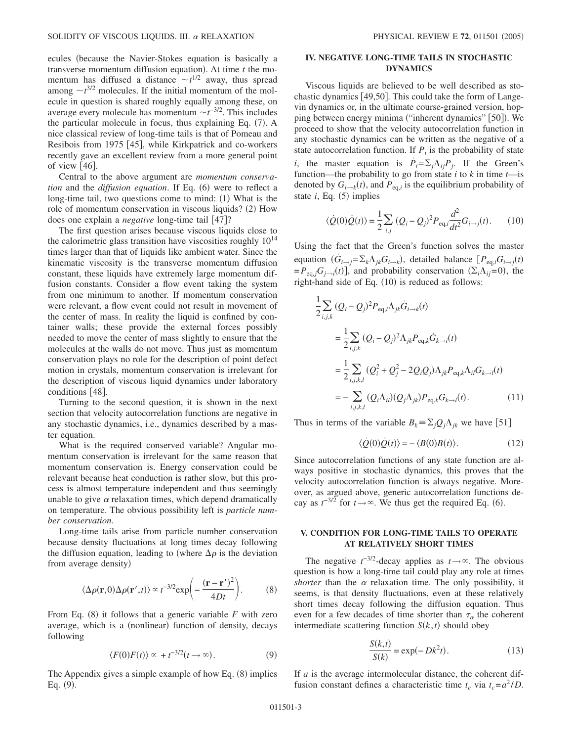ecules (because the Navier-Stokes equation is basically a transverse momentum diffusion equation). At time $t$ the momentum has diffused a distance $\sim t^{1/2}$ away, thus spread among $\sim t^{3/2}$ molecules. If the initial momentum of the molecule in question is shared roughly equally among these, on average every molecule has momentum $\sim t^{-3/2}$. This includes the particular molecule in focus, thus explaining Eq. (7). A nice classical review of long-time tails is that of Pomeau and Resibois from 1975 [45], while Kirkpatrick and co-workers recently gave an excellent review from a more general point of view [46].

Central to the above argument are *momentum conservation* and the *diffusion equation*. If Eq. (6) were to reflect a long-time tail, two questions come to mind: (1) What is the role of momentum conservation in viscous liquids? (2) How does one explain a *negative* long-time tail [47]?

The first question arises because viscous liquids close to the calorimetric glass transition have viscosities roughly $10^{14}$ times larger than that of liquids like ambient water. Since the kinematic viscosity is the transverse momentum diffusion constant, these liquids have extremely large momentum diffusion constants. Consider a flow event taking the system from one minimum to another. If momentum conservation were relevant, a flow event could not result in movement of the center of mass. In reality the liquid is confined by container walls; these provide the external forces possibly needed to move the center of mass slightly to ensure that the molecules at the walls do not move. Thus just as momentum conservation plays no role for the description of point defect motion in crystals, momentum conservation is irrelevant for the description of viscous liquid dynamics under laboratory conditions [48].

Turning to the second question, it is shown in the next section that velocity autocorrelation functions are negative in any stochastic dynamics, i.e., dynamics described by a master equation.

What is the required conserved variable? Angular momentum conservation is irrelevant for the same reason that momentum conservation is. Energy conservation could be relevant because heat conduction is rather slow, but this process is almost temperature independent and thus seemingly unable to give $\alpha$ relaxation times, which depend dramatically on temperature. The obvious possibility left is *particle number conservation*.

Long-time tails arise from particle number conservation because density fluctuations at long times decay following the diffusion equation, leading to (where $\Delta\rho$ is the deviation from average density)

$$\langle \Delta\rho(\mathbf{r},0)\Delta\rho(\mathbf{r}',t)\rangle \propto t^{-3/2}\exp\left(-\frac{(\mathbf{r}-\mathbf{r}')^2}{4Dt}\right). \tag{8}$$

From Eq. (8) it follows that a generic variable $F$ with zero average, which is a (nonlinear) function of density, decays following

$$\langle F(0)F(t)\rangle \propto +t^{-3/2} (t\to\infty). \tag{9}$$

The Appendix gives a simple example of how Eq. (8) implies Eq. (9).

## IV. NEGATIVE LONG-TIME TAILS IN STOCHASTIC DYNAMICS

Viscous liquids are believed to be well described as stochastic dynamics [49,50]. This could take the form of Langevin dynamics or, in the ultimate course-grained version, hopping between energy minima ("inherent dynamics" [50]). We proceed to show that the velocity autocorrelation function in any stochastic dynamics can be written as the negative of a state autocorrelation function. If $P_i$ is the probability of state $i$, the master equation is $\dot{P}_i=\Sigma_j\Lambda_{ij}P_j$. If the Green's function—the probability to go from state $i$ to $k$ in time $t$—is denoted by $G_{i\to k}(t)$, and $P_{\mathrm{eq},i}$ is the equilibrium probability of state $i$, Eq. (5) implies

$$\langle \dot{Q}(0)\dot{Q}(t)\rangle = \frac{1}{2}\sum_{i,j}(Q_i-Q_j)^2 P_{\mathrm{eq},i}\frac{d^2}{dt^2}G_{i\to j}(t). \tag{10}$$

Using the fact that the Green's function solves the master equation ($\dot{G}_{i\to j}=\Sigma_k\Lambda_{jk}G_{i\to k}$), detailed balance [$P_{\mathrm{eq},i}G_{i\to j}(t)=P_{\mathrm{eq},j}G_{j\to i}(t)$], and probability conservation ($\Sigma_i\Lambda_{ij}=0$), the right-hand side of Eq. (10) is reduced as follows:

$$\begin{aligned}
&\frac{1}{2}\sum_{i,j,k}(Q_i-Q_j)^2 P_{\mathrm{eq},i}\Lambda_{jk}\dot{G}_{i\to k}(t)\\
&\quad=\frac{1}{2}\sum_{i,j,k}(Q_i-Q_j)^2\Lambda_{jk}P_{\mathrm{eq},k}\dot{G}_{k\to i}(t)\\
&\quad=\frac{1}{2}\sum_{i,j,k,l}(Q_i^2+Q_j^2-2Q_iQ_j)\Lambda_{jk}P_{\mathrm{eq},k}\Lambda_{il}G_{k\to l}(t)\\
&\quad=-\sum_{i,j,k,l}(Q_i\Lambda_{il})(Q_j\Lambda_{jk})P_{\mathrm{eq},k}G_{k\to l}(t).
\end{aligned} \tag{11}$$

Thus in terms of the variable $B_k\equiv\Sigma_jQ_j\Lambda_{jk}$ we have [51]

$$\langle \dot{Q}(0)\dot{Q}(t)\rangle = -\langle B(0)B(t)\rangle. \tag{12}$$

Since autocorrelation functions of any state function are always positive in stochastic dynamics, this proves that the velocity autocorrelation function is always negative. Moreover, as argued above, generic autocorrelation functions decay as $t^{-3/2}$ for $t\to\infty$. We thus get the required Eq. (6).

## V. CONDITION FOR LONG-TIME TAILS TO OPERATE AT RELATIVELY SHORT TIMES

The negative $t^{-3/2}$-decay applies as $t\to\infty$. The obvious question is how a long-time tail could play any role at times *shorter* than the $\alpha$ relaxation time. The only possibility, it seems, is that density fluctuations, even at these relatively short times decay following the diffusion equation. Thus even for a few decades of time shorter than $\tau_\alpha$ the coherent intermediate scattering function $S(k,t)$ should obey

$$\frac{S(k,t)}{S(k)}=\exp(-Dk^2t). \tag{13}$$

If $a$ is the average intermolecular distance, the coherent diffusion constant defines a characteristic time $t_c$ via $t_c=a^2/D$.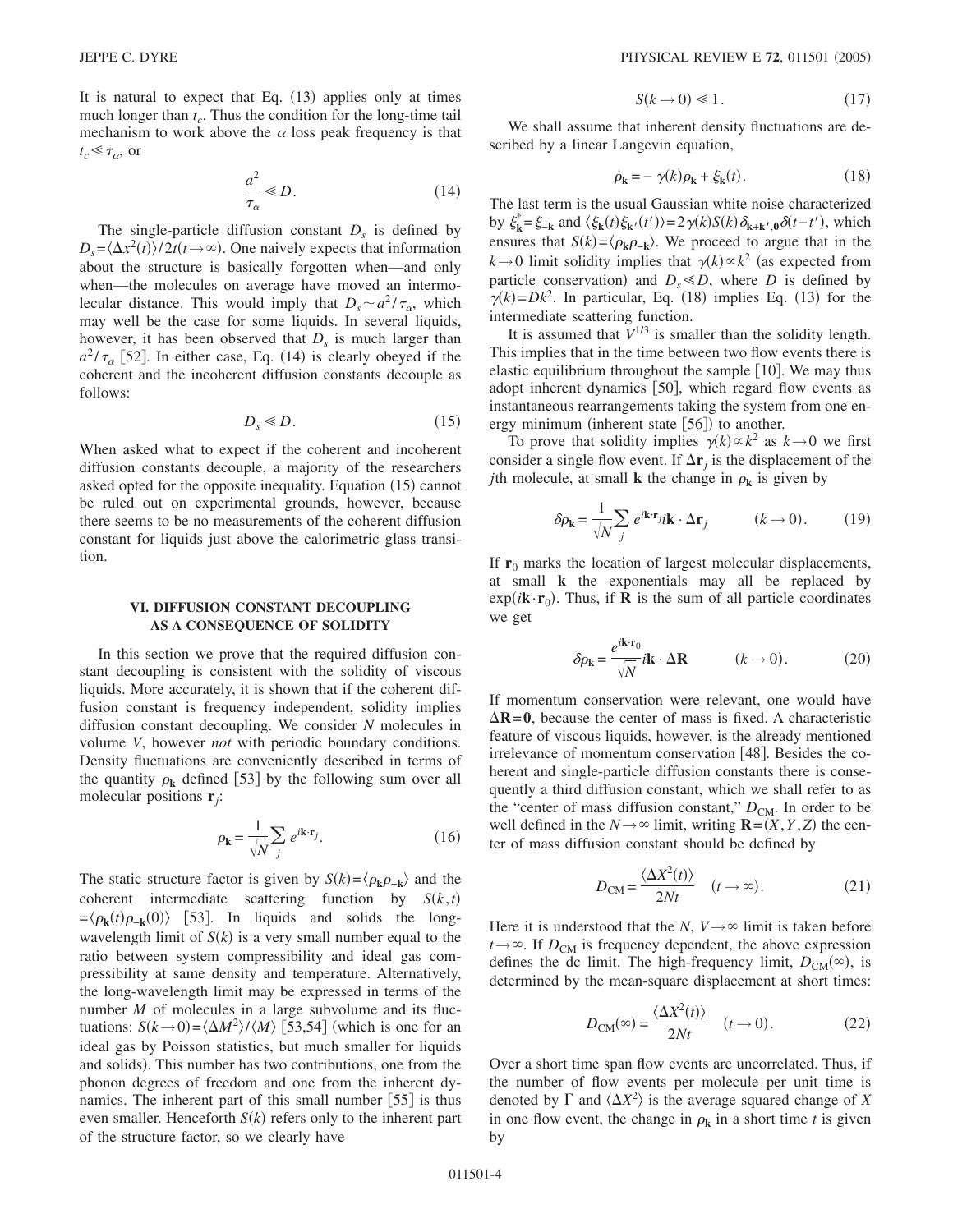It is natural to expect that Eq. (13) applies only at times much longer than $t_c$. Thus the condition for the long-time tail mechanism to work above the $\alpha$ loss peak frequency is that $t_c \ll \tau_\alpha$, or

$$\frac{a^2}{\tau_\alpha} \ll D. \tag{14}$$

The single-particle diffusion constant $D_s$ is defined by $D_s = \langle \Delta x^2(t) \rangle / 2t (t \to \infty)$. One naively expects that information about the structure is basically forgotten when—and only when—the molecules on average have moved an intermolecular distance. This would imply that $D_s \sim a^2/\tau_\alpha$, which may well be the case for some liquids. In several liquids, however, it has been observed that $D_s$ is much larger than $a^2/\tau_\alpha$ [52]. In either case, Eq. (14) is clearly obeyed if the coherent and the incoherent diffusion constants decouple as follows:

$$D_s \ll D. \tag{15}$$

When asked what to expect if the coherent and incoherent diffusion constants decouple, a majority of the researchers asked opted for the opposite inequality. Equation (15) cannot be ruled out on experimental grounds, however, because there seems to be no measurements of the coherent diffusion constant for liquids just above the calorimetric glass transition.

## VI. DIFFUSION CONSTANT DECOUPLING AS A CONSEQUENCE OF SOLIDITY

In this section we prove that the required diffusion constant decoupling is consistent with the solidity of viscous liquids. More accurately, it is shown that if the coherent diffusion constant is frequency independent, solidity implies diffusion constant decoupling. We consider $N$ molecules in volume $V$, however *not* with periodic boundary conditions. Density fluctuations are conveniently described in terms of the quantity $\rho_{\mathbf{k}}$ defined [53] by the following sum over all molecular positions $\mathbf{r}_j$:

$$\rho_{\mathbf{k}} = \frac{1}{\sqrt{N}} \sum_j e^{i\mathbf{k}\cdot\mathbf{r}_j}. \tag{16}$$

The static structure factor is given by $S(k) = \langle \rho_{\mathbf{k}} \rho_{-\mathbf{k}} \rangle$ and the coherent intermediate scattering function by $S(k,t) = \langle \rho_{\mathbf{k}}(t) \rho_{-\mathbf{k}}(0) \rangle$ [53]. In liquids and solids the long-wavelength limit of $S(k)$ is a very small number equal to the ratio between system compressibility and ideal gas compressibility at same density and temperature. Alternatively, the long-wavelength limit may be expressed in terms of the number $M$ of molecules in a large subvolume and its fluctuations: $S(k \to 0) = \langle \Delta M^2 \rangle / \langle M \rangle$ [53,54] (which is one for an ideal gas by Poisson statistics, but much smaller for liquids and solids). This number has two contributions, one from the phonon degrees of freedom and one from the inherent dynamics. The inherent part of this small number [55] is thus even smaller. Henceforth $S(k)$ refers only to the inherent part of the structure factor, so we clearly have

$$S(k \to 0) \ll 1. \tag{17}$$

We shall assume that inherent density fluctuations are described by a linear Langevin equation,

$$\dot{\rho}_{\mathbf{k}} = -\gamma(k)\rho_{\mathbf{k}} + \xi_{\mathbf{k}}(t). \tag{18}$$

The last term is the usual Gaussian white noise characterized by $\xi^*_{\mathbf{k}} = \xi_{-\mathbf{k}}$ and $\langle \xi_{\mathbf{k}}(t) \xi_{\mathbf{k}'}(t') \rangle = 2\gamma(k) S(k) \delta_{\mathbf{k}+\mathbf{k}',\mathbf{0}} \delta(t-t')$, which ensures that $S(k) = \langle \rho_{\mathbf{k}} \rho_{-\mathbf{k}} \rangle$. We proceed to argue that in the $k \to 0$ limit solidity implies that $\gamma(k) \propto k^2$ (as expected from particle conservation) and $D_s \ll D$, where $D$ is defined by $\gamma(k) = Dk^2$. In particular, Eq. (18) implies Eq. (13) for the intermediate scattering function.

It is assumed that $V^{1/3}$ is smaller than the solidity length. This implies that in the time between two flow events there is elastic equilibrium throughout the sample [10]. We may thus adopt inherent dynamics [50], which regard flow events as instantaneous rearrangements taking the system from one energy minimum (inherent state [56]) to another.

To prove that solidity implies $\gamma(k) \propto k^2$ as $k \to 0$ we first consider a single flow event. If $\Delta\mathbf{r}_j$ is the displacement of the $j$th molecule, at small $\mathbf{k}$ the change in $\rho_{\mathbf{k}}$ is given by

$$\delta\rho_{\mathbf{k}} = \frac{1}{\sqrt{N}} \sum_j e^{i\mathbf{k}\cdot\mathbf{r}_j} i\mathbf{k}\cdot\Delta\mathbf{r}_j \qquad (k \to 0). \tag{19}$$

If $\mathbf{r}_0$ marks the location of largest molecular displacements, at small $\mathbf{k}$ the exponentials may all be replaced by $\exp(i\mathbf{k}\cdot\mathbf{r}_0)$. Thus, if $\mathbf{R}$ is the sum of all particle coordinates we get

$$\delta\rho_{\mathbf{k}} = \frac{e^{i\mathbf{k}\cdot\mathbf{r}_0}}{\sqrt{N}} i\mathbf{k}\cdot\Delta\mathbf{R} \qquad (k \to 0). \tag{20}$$

If momentum conservation were relevant, one would have $\Delta\mathbf{R} = \mathbf{0}$, because the center of mass is fixed. A characteristic feature of viscous liquids, however, is the already mentioned irrelevance of momentum conservation [48]. Besides the coherent and single-particle diffusion constants there is consequently a third diffusion constant, which we shall refer to as the "center of mass diffusion constant," $D_{\mathrm{CM}}$. In order to be well defined in the $N \to \infty$ limit, writing $\mathbf{R} = (X, Y, Z)$ the center of mass diffusion constant should be defined by

$$D_{\mathrm{CM}} = \frac{\langle \Delta X^2(t) \rangle}{2Nt} \quad (t \to \infty). \tag{21}$$

Here it is understood that the $N, V \to \infty$ limit is taken before $t \to \infty$. If $D_{\mathrm{CM}}$ is frequency dependent, the above expression defines the dc limit. The high-frequency limit, $D_{\mathrm{CM}}(\infty)$, is determined by the mean-square displacement at short times:

$$D_{\mathrm{CM}}(\infty) = \frac{\langle \Delta X^2(t) \rangle}{2Nt} \quad (t \to 0). \tag{22}$$

Over a short time span flow events are uncorrelated. Thus, if the number of flow events per molecule per unit time is denoted by $\Gamma$ and $\langle \Delta X^2 \rangle$ is the average squared change of $X$ in one flow event, the change in $\rho_{\mathbf{k}}$ in a short time $t$ is given by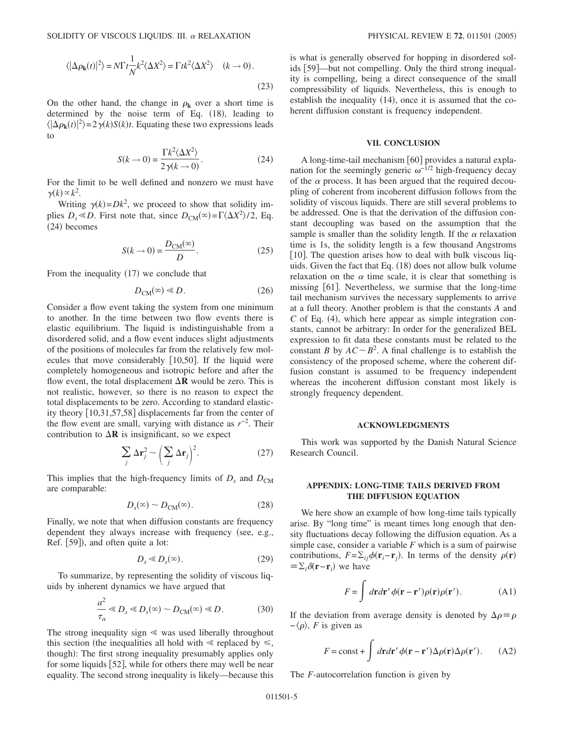$$\langle|\Delta\rho_{\mathbf{k}}(t)|^2\rangle = N\Gamma t\frac{1}{N}k^2\langle\Delta X^2\rangle = \Gamma t k^2\langle\Delta X^2\rangle \quad (k\to 0). \tag{23}$$

On the other hand, the change in $\rho_{\mathbf{k}}$ over a short time is determined by the noise term of Eq. (18), leading to $\langle|\Delta\rho_{\mathbf{k}}(t)|^2\rangle = 2\gamma(k)S(k)t$. Equating these two expressions leads to

$$S(k\to 0) = \frac{\Gamma k^2\langle\Delta X^2\rangle}{2\gamma(k\to 0)}. \tag{24}$$

For the limit to be well defined and nonzero we must have $\gamma(k)\propto k^2$.

Writing $\gamma(k)=Dk^2$, we proceed to show that solidity implies $D_s \ll D$. First note that, since $D_{\mathrm{CM}}(\infty)=\Gamma\langle\Delta X^2\rangle/2$, Eq. (24) becomes

$$S(k\to 0) = \frac{D_{\mathrm{CM}}(\infty)}{D}. \tag{25}$$

From the inequality (17) we conclude that

$$D_{\mathrm{CM}}(\infty) \ll D. \tag{26}$$

Consider a flow event taking the system from one minimum to another. In the time between two flow events there is elastic equilibrium. The liquid is indistinguishable from a disordered solid, and a flow event induces slight adjustments of the positions of molecules far from the relatively few molecules that move considerably [10,50]. If the liquid were completely homogeneous and isotropic before and after the flow event, the total displacement $\Delta\mathbf{R}$ would be zero. This is not realistic, however, so there is no reason to expect the total displacements to be zero. According to standard elasticity theory [10,31,57,58] displacements far from the center of the flow event are small, varying with distance as $r^{-2}$. Their contribution to $\Delta\mathbf{R}$ is insignificant, so we expect

$$\sum_j \Delta\mathbf{r}_j^2 \sim \left(\sum_j \Delta\mathbf{r}_j\right)^2. \tag{27}$$

This implies that the high-frequency limits of $D_s$ and $D_{\mathrm{CM}}$ are comparable:

$$D_s(\infty) \sim D_{\mathrm{CM}}(\infty). \tag{28}$$

Finally, we note that when diffusion constants are frequency dependent they always increase with frequency (see, e.g., Ref. [59]), and often quite a lot:

$$D_s \ll D_s(\infty). \tag{29}$$

To summarize, by representing the solidity of viscous liquids by inherent dynamics we have argued that

$$\frac{a^2}{\tau_\alpha} \ll D_s \ll D_s(\infty) \sim D_{\mathrm{CM}}(\infty) \ll D. \tag{30}$$

The strong inequality sign $\ll$ was used liberally throughout this section (the inequalities all hold with $\ll$ replaced by $\leqslant$, though): The first strong inequality presumably applies only for some liquids [52], while for others there may well be near equality. The second strong inequality is likely—because this is what is generally observed for hopping in disordered solids [59]—but not compelling. Only the third strong inequality is compelling, being a direct consequence of the small compressibility of liquids. Nevertheless, this is enough to establish the inequality (14), once it is assumed that the coherent diffusion constant is frequency independent.

## VII. CONCLUSION

A long-time-tail mechanism [60] provides a natural explanation for the seemingly generic $\omega^{-1/2}$ high-frequency decay of the $\alpha$ process. It has been argued that the required decoupling of coherent from incoherent diffusion follows from the solidity of viscous liquids. There are still several problems to be addressed. One is that the derivation of the diffusion constant decoupling was based on the assumption that the sample is smaller than the solidity length. If the $\alpha$ relaxation time is 1s, the solidity length is a few thousand Angstroms [10]. The question arises how to deal with bulk viscous liquids. Given the fact that Eq. (18) does not allow bulk volume relaxation on the $\alpha$ time scale, it is clear that something is missing [61]. Nevertheless, we surmise that the long-time tail mechanism survives the necessary supplements to arrive at a full theory. Another problem is that the constants $A$ and $C$ of Eq. (4), which here appear as simple integration constants, cannot be arbitrary: In order for the generalized BEL expression to fit data these constants must be related to the constant $B$ by $AC\sim B^2$. A final challenge is to establish the consistency of the proposed scheme, where the coherent diffusion constant is assumed to be frequency independent whereas the incoherent diffusion constant most likely is strongly frequency dependent.

## ACKNOWLEDGMENTS

This work was supported by the Danish Natural Science Research Council.

## APPENDIX: LONG-TIME TAILS DERIVED FROM THE DIFFUSION EQUATION

We here show an example of how long-time tails typically arise. By "long time" is meant times long enough that density fluctuations decay following the diffusion equation. As a simple case, consider a variable $F$ which is a sum of pairwise contributions, $F=\sum_{ij}\phi(\mathbf{r}_i-\mathbf{r}_j)$. In terms of the density $\rho(\mathbf{r}) \equiv \sum_i \delta(\mathbf{r}-\mathbf{r}_i)$ we have

$$F = \int d\mathbf{r}d\mathbf{r}'\,\phi(\mathbf{r}-\mathbf{r}')\rho(\mathbf{r})\rho(\mathbf{r}'). \tag{A1}$$

If the deviation from average density is denoted by $\Delta\rho \equiv \rho - \langle\rho\rangle$, $F$ is given as

$$F = \mathrm{const} + \int d\mathbf{r}d\mathbf{r}'\,\phi(\mathbf{r}-\mathbf{r}')\Delta\rho(\mathbf{r})\Delta\rho(\mathbf{r}'). \tag{A2}$$

The $F$-autocorrelation function is given by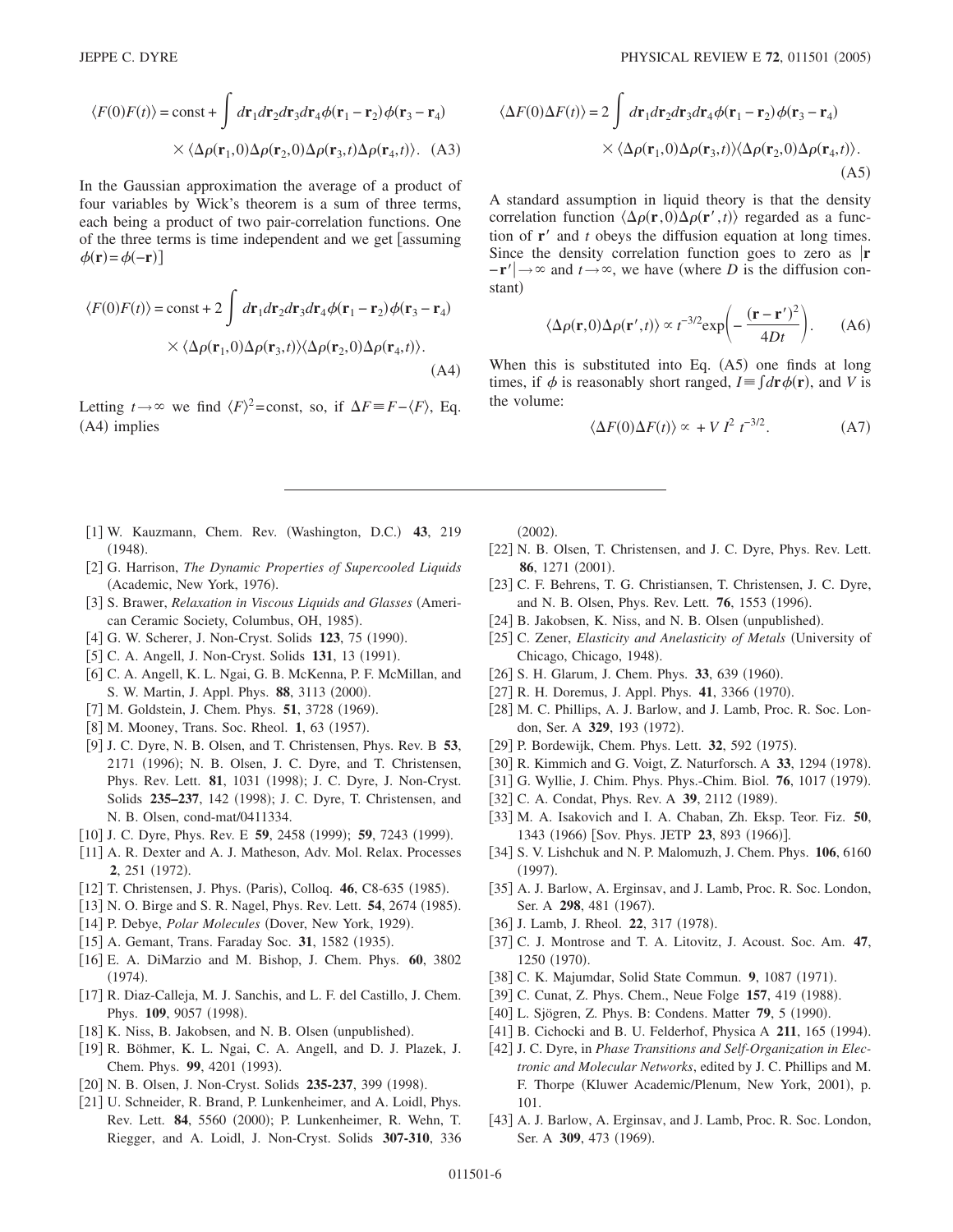$$\langle F(0)F(t)\rangle = \text{const} + \int d\mathbf{r}_1 d\mathbf{r}_2 d\mathbf{r}_3 d\mathbf{r}_4 \phi(\mathbf{r}_1 - \mathbf{r}_2)\phi(\mathbf{r}_3 - \mathbf{r}_4) \times \langle \Delta\rho(\mathbf{r}_1,0)\Delta\rho(\mathbf{r}_2,0)\Delta\rho(\mathbf{r}_3,t)\Delta\rho(\mathbf{r}_4,t)\rangle. \quad \text{(A3)}$$

In the Gaussian approximation the average of a product of four variables by Wick's theorem is a sum of three terms, each being a product of two pair-correlation functions. One of the three terms is time independent and we get [assuming $\phi(\mathbf{r}) = \phi(-\mathbf{r})$]

$$\langle F(0)F(t)\rangle = \text{const} + 2\int d\mathbf{r}_1 d\mathbf{r}_2 d\mathbf{r}_3 d\mathbf{r}_4 \phi(\mathbf{r}_1 - \mathbf{r}_2)\phi(\mathbf{r}_3 - \mathbf{r}_4) \times \langle \Delta\rho(\mathbf{r}_1,0)\Delta\rho(\mathbf{r}_3,t)\rangle\langle \Delta\rho(\mathbf{r}_2,0)\Delta\rho(\mathbf{r}_4,t)\rangle. \quad \text{(A4)}$$

Letting $t \to \infty$ we find $\langle F\rangle^2 = \text{const}$, so, if $\Delta F \equiv F - \langle F\rangle$, Eq. (A4) implies

$$\langle \Delta F(0)\Delta F(t)\rangle = 2\int d\mathbf{r}_1 d\mathbf{r}_2 d\mathbf{r}_3 d\mathbf{r}_4 \phi(\mathbf{r}_1 - \mathbf{r}_2)\phi(\mathbf{r}_3 - \mathbf{r}_4) \times \langle \Delta\rho(\mathbf{r}_1,0)\Delta\rho(\mathbf{r}_3,t)\rangle\langle \Delta\rho(\mathbf{r}_2,0)\Delta\rho(\mathbf{r}_4,t)\rangle. \quad \text{(A5)}$$

A standard assumption in liquid theory is that the density correlation function $\langle \Delta\rho(\mathbf{r},0)\Delta\rho(\mathbf{r}',t)\rangle$ regarded as a function of $\mathbf{r}'$ and $t$ obeys the diffusion equation at long times. Since the density correlation function goes to zero as $|\mathbf{r} - \mathbf{r}'| \to \infty$ and $t \to \infty$, we have (where $D$ is the diffusion constant)

$$\langle \Delta\rho(\mathbf{r},0)\Delta\rho(\mathbf{r}',t)\rangle \propto t^{-3/2}\exp\left(-\frac{(\mathbf{r} - \mathbf{r}')^2}{4Dt}\right). \quad \text{(A6)}$$

When this is substituted into Eq. (A5) one finds at long times, if $\phi$ is reasonably short ranged, $I \equiv \int d\mathbf{r}\phi(\mathbf{r})$, and $V$ is the volume:

$$\langle \Delta F(0)\Delta F(t)\rangle \propto +V\, I^2\, t^{-3/2}. \quad \text{(A7)}$$

---

[1] W. Kauzmann, Chem. Rev. (Washington, D.C.) **43**, 219 (1948).

[2] G. Harrison, *The Dynamic Properties of Supercooled Liquids* (Academic, New York, 1976).

[3] S. Brawer, *Relaxation in Viscous Liquids and Glasses* (American Ceramic Society, Columbus, OH, 1985).

[4] G. W. Scherer, J. Non-Cryst. Solids **123**, 75 (1990).

[5] C. A. Angell, J. Non-Cryst. Solids **131**, 13 (1991).

[6] C. A. Angell, K. L. Ngai, G. B. McKenna, P. F. McMillan, and S. W. Martin, J. Appl. Phys. **88**, 3113 (2000).

[7] M. Goldstein, J. Chem. Phys. **51**, 3728 (1969).

[8] M. Mooney, Trans. Soc. Rheol. **1**, 63 (1957).

[9] J. C. Dyre, N. B. Olsen, and T. Christensen, Phys. Rev. B **53**, 2171 (1996); N. B. Olsen, J. C. Dyre, and T. Christensen, Phys. Rev. Lett. **81**, 1031 (1998); J. C. Dyre, J. Non-Cryst. Solids **235–237**, 142 (1998); J. C. Dyre, T. Christensen, and N. B. Olsen, cond-mat/0411334.

[10] J. C. Dyre, Phys. Rev. E **59**, 2458 (1999); **59**, 7243 (1999).

[11] A. R. Dexter and A. J. Matheson, Adv. Mol. Relax. Processes **2**, 251 (1972).

[12] T. Christensen, J. Phys. (Paris), Colloq. **46**, C8-635 (1985).

[13] N. O. Birge and S. R. Nagel, Phys. Rev. Lett. **54**, 2674 (1985).

[14] P. Debye, *Polar Molecules* (Dover, New York, 1929).

[15] A. Gemant, Trans. Faraday Soc. **31**, 1582 (1935).

[16] E. A. DiMarzio and M. Bishop, J. Chem. Phys. **60**, 3802 (1974).

[17] R. Diaz-Calleja, M. J. Sanchis, and L. F. del Castillo, J. Chem. Phys. **109**, 9057 (1998).

[18] K. Niss, B. Jakobsen, and N. B. Olsen (unpublished).

[19] R. Böhmer, K. L. Ngai, C. A. Angell, and D. J. Plazek, J. Chem. Phys. **99**, 4201 (1993).

[20] N. B. Olsen, J. Non-Cryst. Solids **235-237**, 399 (1998).

[21] U. Schneider, R. Brand, P. Lunkenheimer, and A. Loidl, Phys. Rev. Lett. **84**, 5560 (2000); P. Lunkenheimer, R. Wehn, T. Riegger, and A. Loidl, J. Non-Cryst. Solids **307-310**, 336 (2002).

[22] N. B. Olsen, T. Christensen, and J. C. Dyre, Phys. Rev. Lett. **86**, 1271 (2001).

[23] C. F. Behrens, T. G. Christiansen, T. Christensen, J. C. Dyre, and N. B. Olsen, Phys. Rev. Lett. **76**, 1553 (1996).

[24] B. Jakobsen, K. Niss, and N. B. Olsen (unpublished).

[25] C. Zener, *Elasticity and Anelasticity of Metals* (University of Chicago, Chicago, 1948).

[26] S. H. Glarum, J. Chem. Phys. **33**, 639 (1960).

[27] R. H. Doremus, J. Appl. Phys. **41**, 3366 (1970).

[28] M. C. Phillips, A. J. Barlow, and J. Lamb, Proc. R. Soc. London, Ser. A **329**, 193 (1972).

[29] P. Bordewijk, Chem. Phys. Lett. **32**, 592 (1975).

[30] R. Kimmich and G. Voigt, Z. Naturforsch. A **33**, 1294 (1978).

[31] G. Wyllie, J. Chim. Phys. Phys.-Chim. Biol. **76**, 1017 (1979).

[32] C. A. Condat, Phys. Rev. A **39**, 2112 (1989).

[33] M. A. Isakovich and I. A. Chaban, Zh. Eksp. Teor. Fiz. **50**, 1343 (1966) [Sov. Phys. JETP **23**, 893 (1966)].

[34] S. V. Lishchuk and N. P. Malomuzh, J. Chem. Phys. **106**, 6160 (1997).

[35] A. J. Barlow, A. Erginsav, and J. Lamb, Proc. R. Soc. London, Ser. A **298**, 481 (1967).

[36] J. Lamb, J. Rheol. **22**, 317 (1978).

[37] C. J. Montrose and T. A. Litovitz, J. Acoust. Soc. Am. **47**, 1250 (1970).

[38] C. K. Majumdar, Solid State Commun. **9**, 1087 (1971).

[39] C. Cunat, Z. Phys. Chem., Neue Folge **157**, 419 (1988).

[40] L. Sjögren, Z. Phys. B: Condens. Matter **79**, 5 (1990).

[41] B. Cichocki and B. U. Felderhof, Physica A **211**, 165 (1994).

[42] J. C. Dyre, in *Phase Transitions and Self-Organization in Electronic and Molecular Networks*, edited by J. C. Phillips and M. F. Thorpe (Kluwer Academic/Plenum, New York, 2001), p. 101.

[43] A. J. Barlow, A. Erginsav, and J. Lamb, Proc. R. Soc. London, Ser. A **309**, 473 (1969).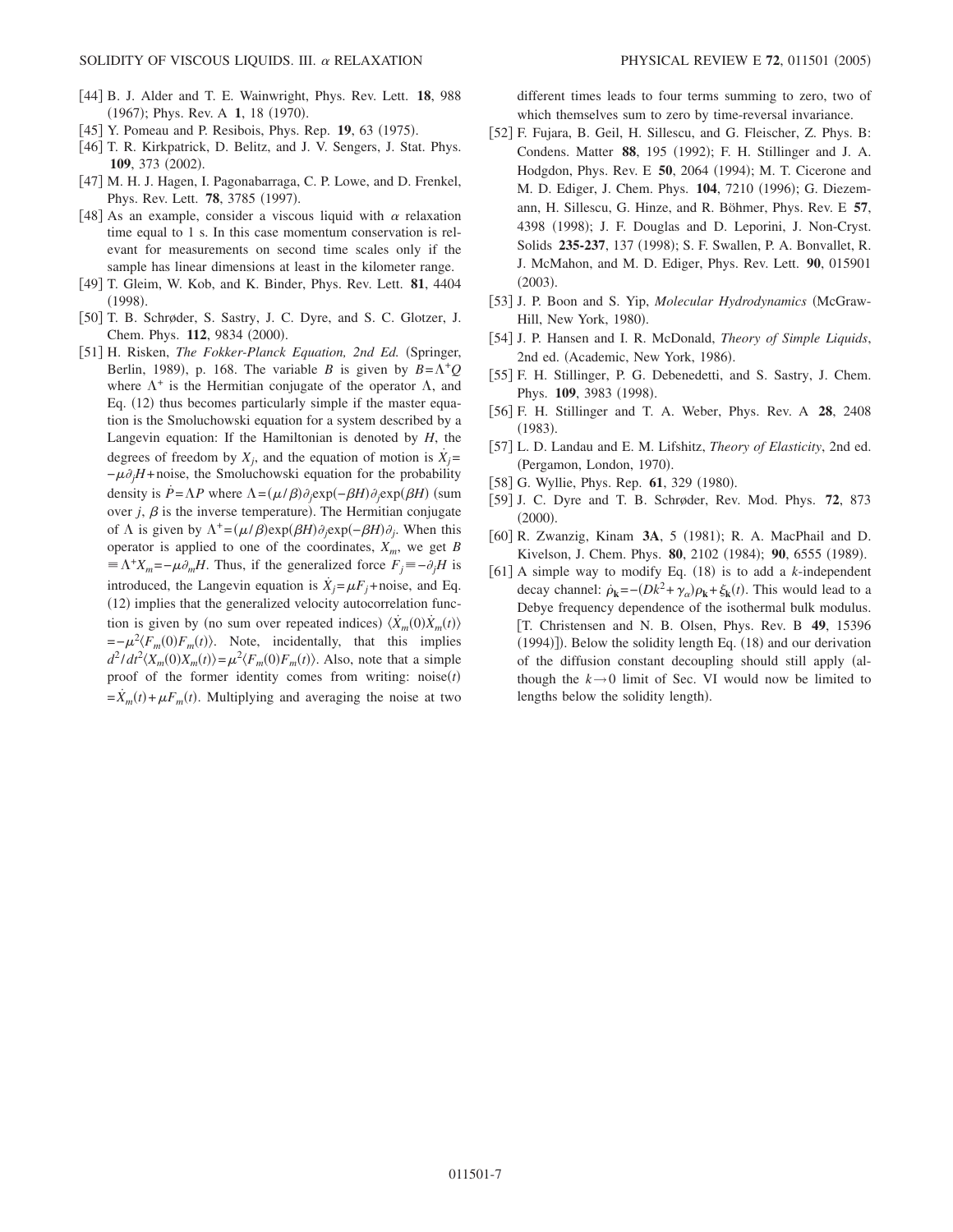[44] B. J. Alder and T. E. Wainwright, Phys. Rev. Lett. **18**, 988 (1967); Phys. Rev. A **1**, 18 (1970).

[45] Y. Pomeau and P. Resibois, Phys. Rep. **19**, 63 (1975).

[46] T. R. Kirkpatrick, D. Belitz, and J. V. Sengers, J. Stat. Phys. **109**, 373 (2002).

[47] M. H. J. Hagen, I. Pagonabarraga, C. P. Lowe, and D. Frenkel, Phys. Rev. Lett. **78**, 3785 (1997).

[48] As an example, consider a viscous liquid with $\alpha$ relaxation time equal to 1 s. In this case momentum conservation is relevant for measurements on second time scales only if the sample has linear dimensions at least in the kilometer range.

[49] T. Gleim, W. Kob, and K. Binder, Phys. Rev. Lett. **81**, 4404 (1998).

[50] T. B. Schrøder, S. Sastry, J. C. Dyre, and S. C. Glotzer, J. Chem. Phys. **112**, 9834 (2000).

[51] H. Risken, *The Fokker-Planck Equation, 2nd Ed.* (Springer, Berlin, 1989), p. 168. The variable $B$ is given by $B=\Lambda^{+}Q$ where $\Lambda^{+}$ is the Hermitian conjugate of the operator $\Lambda$, and Eq. (12) thus becomes particularly simple if the master equation is the Smoluchowski equation for a system described by a Langevin equation: If the Hamiltonian is denoted by $H$, the degrees of freedom by $X_j$, and the equation of motion is $\dot{X}_j=-\mu\partial_j H+\text{noise}$, the Smoluchowski equation for the probability density is $\dot{P}=\Lambda P$ where $\Lambda=(\mu/\beta)\partial_j\exp(-\beta H)\partial_j\exp(\beta H)$ (sum over $j$, $\beta$ is the inverse temperature). The Hermitian conjugate of $\Lambda$ is given by $\Lambda^{+}=(\mu/\beta)\exp(\beta H)\partial_j\exp(-\beta H)\partial_j$. When this operator is applied to one of the coordinates, $X_m$, we get $B\equiv\Lambda^{+}X_m=-\mu\partial_m H$. Thus, if the generalized force $F_j\equiv-\partial_j H$ is introduced, the Langevin equation is $\dot{X}_j=\mu F_j+\text{noise}$, and Eq. (12) implies that the generalized velocity autocorrelation function is given by (no sum over repeated indices) $\langle\dot{X}_m(0)\dot{X}_m(t)\rangle=-\mu^2\langle F_m(0)F_m(t)\rangle$. Note, incidentally, that this implies $d^2/dt^2\langle X_m(0)X_m(t)\rangle=\mu^2\langle F_m(0)F_m(t)\rangle$. Also, note that a simple proof of the former identity comes from writing: $\text{noise}(t)=\dot{X}_m(t)+\mu F_m(t)$. Multiplying and averaging the noise at two different times leads to four terms summing to zero, two of which themselves sum to zero by time-reversal invariance.

[52] F. Fujara, B. Geil, H. Sillescu, and G. Fleischer, Z. Phys. B: Condens. Matter **88**, 195 (1992); F. H. Stillinger and J. A. Hodgdon, Phys. Rev. E **50**, 2064 (1994); M. T. Cicerone and M. D. Ediger, J. Chem. Phys. **104**, 7210 (1996); G. Diezemann, H. Sillescu, G. Hinze, and R. Böhmer, Phys. Rev. E **57**, 4398 (1998); J. F. Douglas and D. Leporini, J. Non-Cryst. Solids **235-237**, 137 (1998); S. F. Swallen, P. A. Bonvallet, R. J. McMahon, and M. D. Ediger, Phys. Rev. Lett. **90**, 015901 (2003).

[53] J. P. Boon and S. Yip, *Molecular Hydrodynamics* (McGraw-Hill, New York, 1980).

[54] J. P. Hansen and I. R. McDonald, *Theory of Simple Liquids*, 2nd ed. (Academic, New York, 1986).

[55] F. H. Stillinger, P. G. Debenedetti, and S. Sastry, J. Chem. Phys. **109**, 3983 (1998).

[56] F. H. Stillinger and T. A. Weber, Phys. Rev. A **28**, 2408 (1983).

[57] L. D. Landau and E. M. Lifshitz, *Theory of Elasticity*, 2nd ed. (Pergamon, London, 1970).

[58] G. Wyllie, Phys. Rep. **61**, 329 (1980).

[59] J. C. Dyre and T. B. Schrøder, Rev. Mod. Phys. **72**, 873 (2000).

[60] R. Zwanzig, Kinam **3A**, 5 (1981); R. A. MacPhail and D. Kivelson, J. Chem. Phys. **80**, 2102 (1984); **90**, 6555 (1989).

[61] A simple way to modify Eq. (18) is to add a $k$-independent decay channel: $\dot{\rho}_{\mathbf{k}}=-(Dk^2+\gamma_\alpha)\rho_{\mathbf{k}}+\xi_{\mathbf{k}}(t)$. This would lead to a Debye frequency dependence of the isothermal bulk modulus. [T. Christensen and N. B. Olsen, Phys. Rev. B **49**, 15396 (1994)]). Below the solidity length Eq. (18) and our derivation of the diffusion constant decoupling should still apply (although the $k\to 0$ limit of Sec. VI would now be limited to lengths below the solidity length).